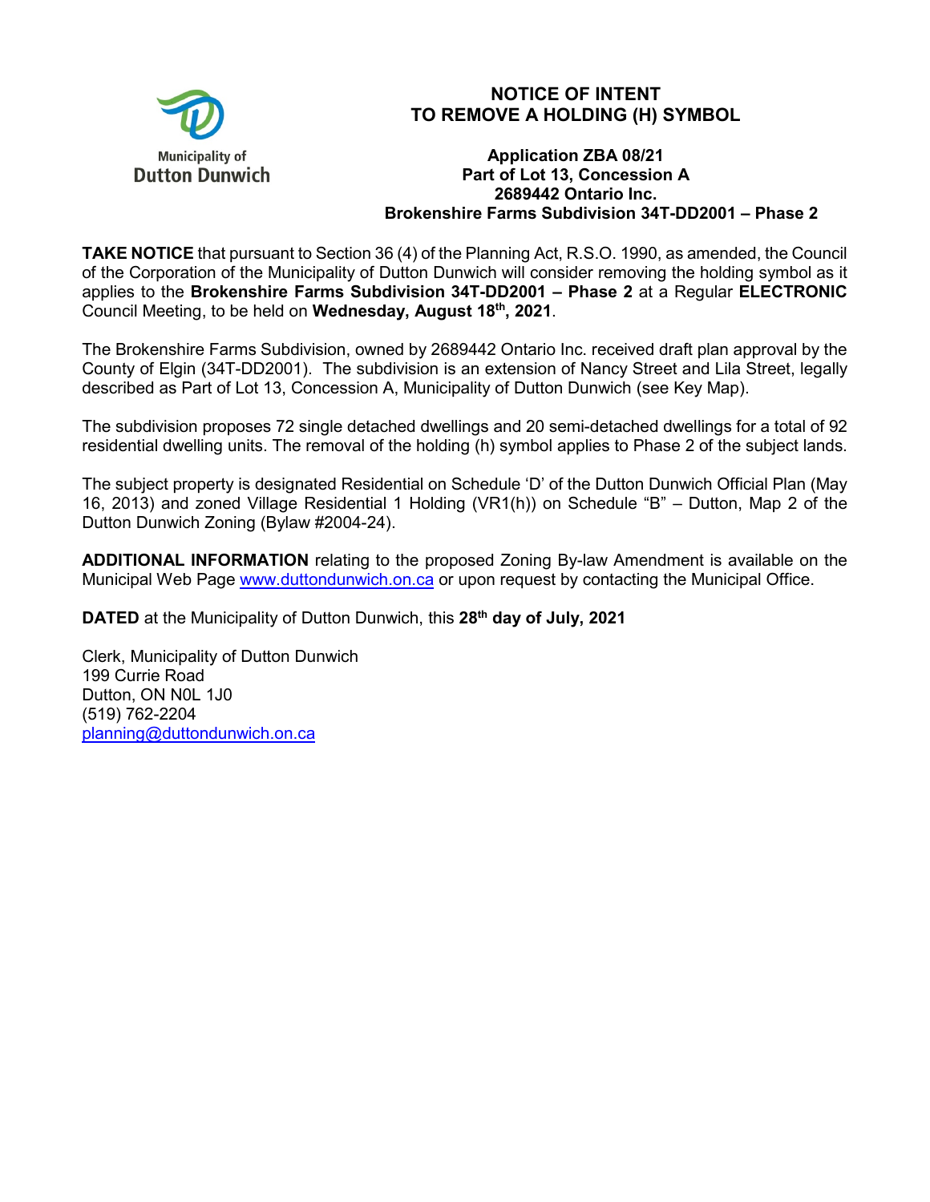Municipality of
Dutton Dunwich

# NOTICE OF INTENT TO REMOVE A HOLDING (H) SYMBOL

**Application ZBA 08/21**
**Part of Lot 13, Concession A**
**2689442 Ontario Inc.**
**Brokenshire Farms Subdivision 34T-DD2001 – Phase 2**

**TAKE NOTICE** that pursuant to Section 36 (4) of the Planning Act, R.S.O. 1990, as amended, the Council of the Corporation of the Municipality of Dutton Dunwich will consider removing the holding symbol as it applies to the **Brokenshire Farms Subdivision 34T-DD2001 – Phase 2** at a Regular **ELECTRONIC** Council Meeting, to be held on **Wednesday, August 18th, 2021**.

The Brokenshire Farms Subdivision, owned by 2689442 Ontario Inc. received draft plan approval by the County of Elgin (34T-DD2001). The subdivision is an extension of Nancy Street and Lila Street, legally described as Part of Lot 13, Concession A, Municipality of Dutton Dunwich (see Key Map).

The subdivision proposes 72 single detached dwellings and 20 semi-detached dwellings for a total of 92 residential dwelling units. The removal of the holding (h) symbol applies to Phase 2 of the subject lands.

The subject property is designated Residential on Schedule 'D' of the Dutton Dunwich Official Plan (May 16, 2013) and zoned Village Residential 1 Holding (VR1(h)) on Schedule "B" – Dutton, Map 2 of the Dutton Dunwich Zoning (Bylaw #2004-24).

**ADDITIONAL INFORMATION** relating to the proposed Zoning By-law Amendment is available on the Municipal Web Page www.duttondunwich.on.ca or upon request by contacting the Municipal Office.

**DATED** at the Municipality of Dutton Dunwich, this **28th day of July, 2021**

Clerk, Municipality of Dutton Dunwich
199 Currie Road
Dutton, ON N0L 1J0
(519) 762-2204
planning@duttondunwich.on.ca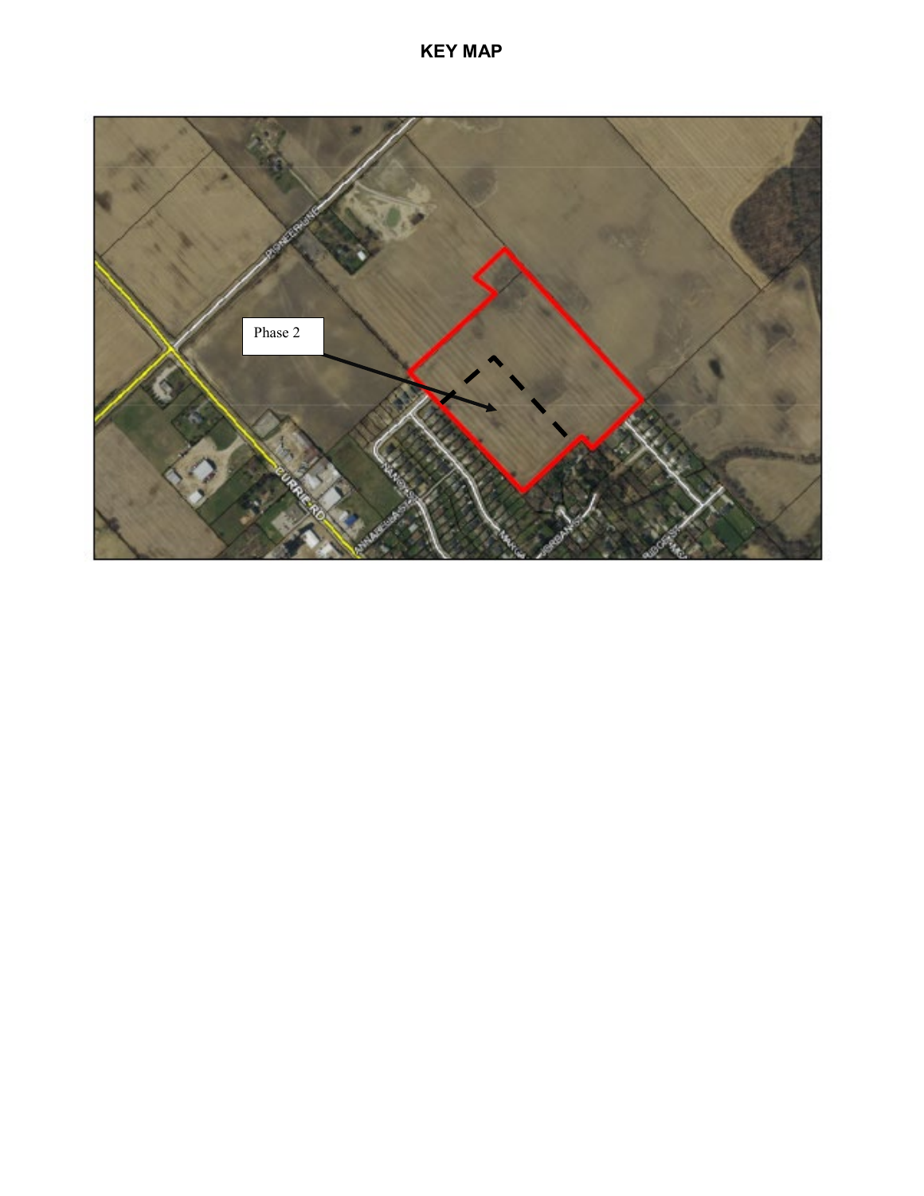**KEY MAP**

Phase 2

PIONEER LINE

CURRIE RD

ANNAREASA ST

NANCY ST

MARY ST

MORGAN ST

RIDGE ST